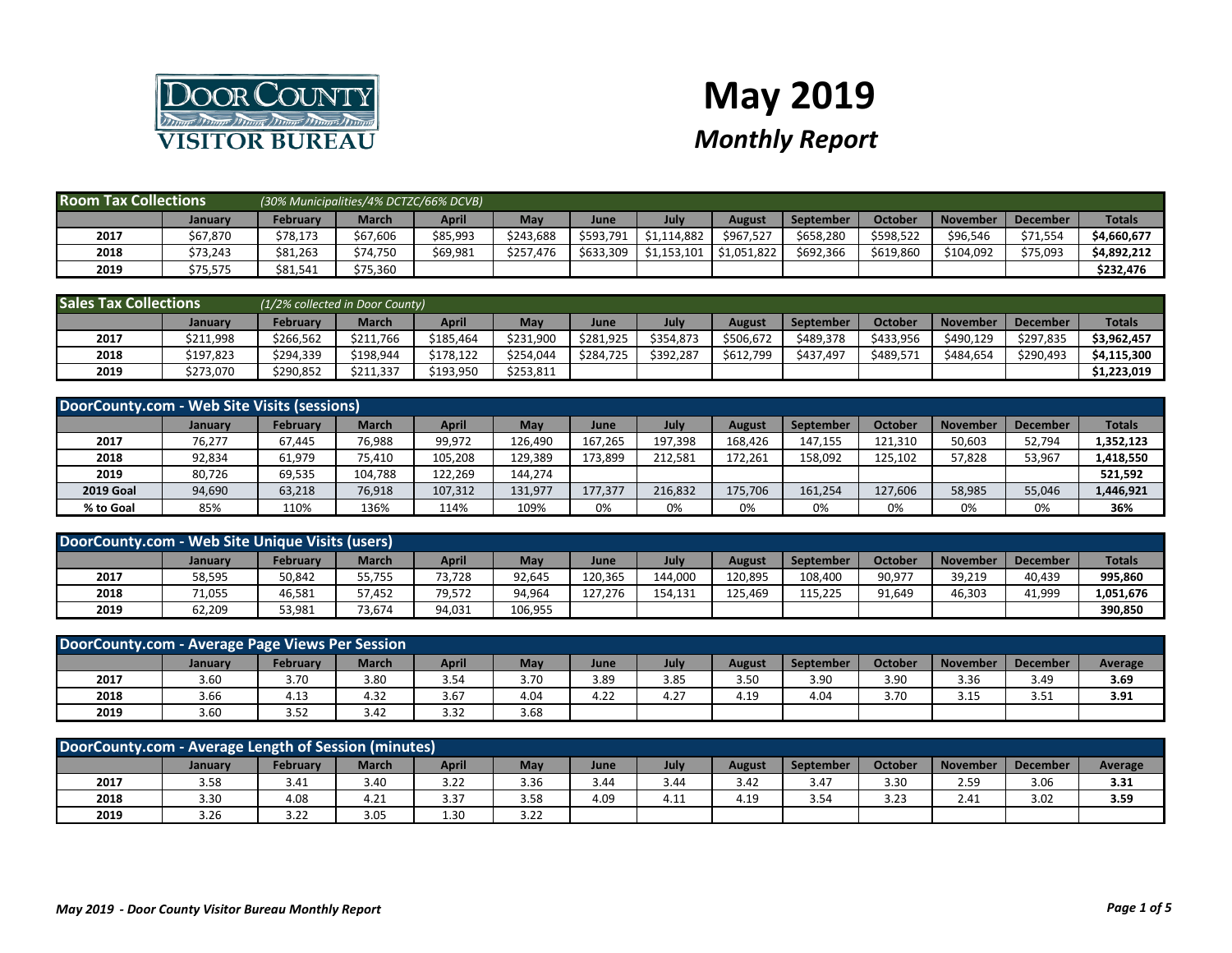# May 2019

## *Monthly Report*

DOOR COUNTY VISITOR BUREAU

| **Room Tax Collections** *(30% Municipalities/4% DCTZC/66% DCVB)* | | | | | | | | | | | | | |
|---|---|---|---|---|---|---|---|---|---|---|---|---|---|
| | **January** | **February** | **March** | **April** | **May** | **June** | **July** | **August** | **September** | **October** | **November** | **December** | **Totals** |
| **2017** | $67,870 | $78,173 | $67,606 | $85,993 | $243,688 | $593,791 | $1,114,882 | $967,527 | $658,280 | $598,522 | $96,546 | $71,554 | **$4,660,677** |
| **2018** | $73,243 | $81,263 | $74,750 | $69,981 | $257,476 | $633,309 | $1,153,101 | $1,051,822 | $692,366 | $619,860 | $104,092 | $75,093 | **$4,892,212** |
| **2019** | $75,575 | $81,541 | $75,360 | | | | | | | | | | **$232,476** |

| **Sales Tax Collections** *(1/2% collected in Door County)* | | | | | | | | | | | | | |
|---|---|---|---|---|---|---|---|---|---|---|---|---|---|
| | **January** | **February** | **March** | **April** | **May** | **June** | **July** | **August** | **September** | **October** | **November** | **December** | **Totals** |
| **2017** | $211,998 | $266,562 | $211,766 | $185,464 | $231,900 | $281,925 | $354,873 | $506,672 | $489,378 | $433,956 | $490,129 | $297,835 | **$3,962,457** |
| **2018** | $197,823 | $294,339 | $198,944 | $178,122 | $254,044 | $284,725 | $392,287 | $612,799 | $437,497 | $489,571 | $484,654 | $290,493 | **$4,115,300** |
| **2019** | $273,070 | $290,852 | $211,337 | $193,950 | $253,811 | | | | | | | | **$1,223,019** |

| **DoorCounty.com - Web Site Visits (sessions)** | | | | | | | | | | | | | |
|---|---|---|---|---|---|---|---|---|---|---|---|---|---|
| | **January** | **February** | **March** | **April** | **May** | **June** | **July** | **August** | **September** | **October** | **November** | **December** | **Totals** |
| **2017** | 76,277 | 67,445 | 76,988 | 99,972 | 126,490 | 167,265 | 197,398 | 168,426 | 147,155 | 121,310 | 50,603 | 52,794 | **1,352,123** |
| **2018** | 92,834 | 61,979 | 75,410 | 105,208 | 129,389 | 173,899 | 212,581 | 172,261 | 158,092 | 125,102 | 57,828 | 53,967 | **1,418,550** |
| **2019** | 80,726 | 69,535 | 104,788 | 122,269 | 144,274 | | | | | | | | **521,592** |
| **2019 Goal** | 94,690 | 63,218 | 76,918 | 107,312 | 131,977 | 177,377 | 216,832 | 175,706 | 161,254 | 127,606 | 58,985 | 55,046 | **1,446,921** |
| **% to Goal** | 85% | 110% | 136% | 114% | 109% | 0% | 0% | 0% | 0% | 0% | 0% | 0% | **36%** |

| **DoorCounty.com - Web Site Unique Visits (users)** | | | | | | | | | | | | | |
|---|---|---|---|---|---|---|---|---|---|---|---|---|---|
| | **January** | **February** | **March** | **April** | **May** | **June** | **July** | **August** | **September** | **October** | **November** | **December** | **Totals** |
| **2017** | 58,595 | 50,842 | 55,755 | 73,728 | 92,645 | 120,365 | 144,000 | 120,895 | 108,400 | 90,977 | 39,219 | 40,439 | **995,860** |
| **2018** | 71,055 | 46,581 | 57,452 | 79,572 | 94,964 | 127,276 | 154,131 | 125,469 | 115,225 | 91,649 | 46,303 | 41,999 | **1,051,676** |
| **2019** | 62,209 | 53,981 | 73,674 | 94,031 | 106,955 | | | | | | | | **390,850** |

| **DoorCounty.com - Average Page Views Per Session** | | | | | | | | | | | | | |
|---|---|---|---|---|---|---|---|---|---|---|---|---|---|
| | **January** | **February** | **March** | **April** | **May** | **June** | **July** | **August** | **September** | **October** | **November** | **December** | **Average** |
| **2017** | 3.60 | 3.70 | 3.80 | 3.54 | 3.70 | 3.89 | 3.85 | 3.50 | 3.90 | 3.90 | 3.36 | 3.49 | **3.69** |
| **2018** | 3.66 | 4.13 | 4.32 | 3.67 | 4.04 | 4.22 | 4.27 | 4.19 | 4.04 | 3.70 | 3.15 | 3.51 | **3.91** |
| **2019** | 3.60 | 3.52 | 3.42 | 3.32 | 3.68 | | | | | | | | |

| **DoorCounty.com - Average Length of Session (minutes)** | | | | | | | | | | | | | |
|---|---|---|---|---|---|---|---|---|---|---|---|---|---|
| | **January** | **February** | **March** | **April** | **May** | **June** | **July** | **August** | **September** | **October** | **November** | **December** | **Average** |
| **2017** | 3.58 | 3.41 | 3.40 | 3.22 | 3.36 | 3.44 | 3.44 | 3.42 | 3.47 | 3.30 | 2.59 | 3.06 | **3.31** |
| **2018** | 3.30 | 4.08 | 4.21 | 3.37 | 3.58 | 4.09 | 4.11 | 4.19 | 3.54 | 3.23 | 2.41 | 3.02 | **3.59** |
| **2019** | 3.26 | 3.22 | 3.05 | 1.30 | 3.22 | | | | | | | | |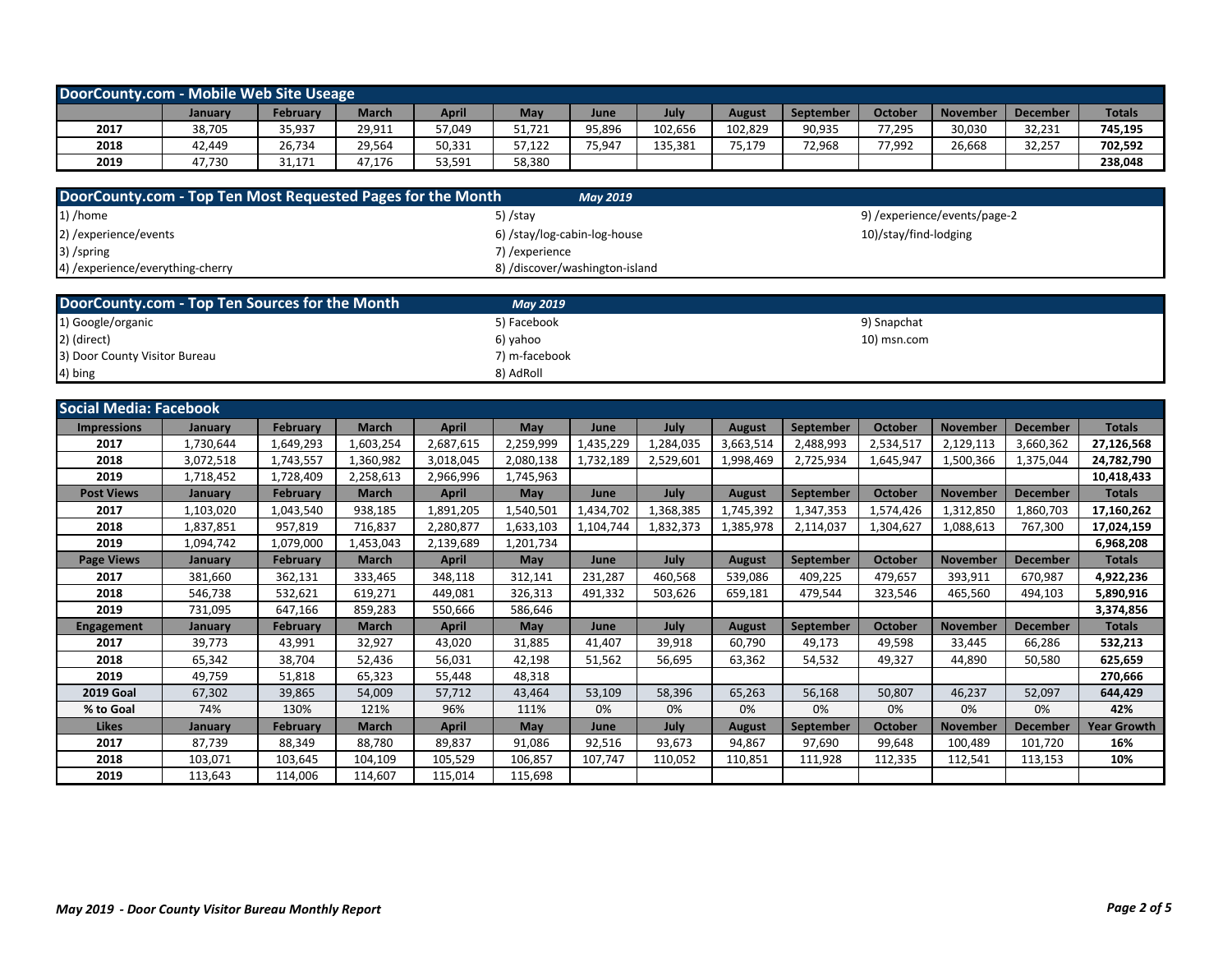## DoorCounty.com - Mobile Web Site Useage

| | January | February | March | April | May | June | July | August | September | October | November | December | Totals |
|---|---|---|---|---|---|---|---|---|---|---|---|---|---|
| 2017 | 38,705 | 35,937 | 29,911 | 57,049 | 51,721 | 95,896 | 102,656 | 102,829 | 90,935 | 77,295 | 30,030 | 32,231 | 745,195 |
| 2018 | 42,449 | 26,734 | 29,564 | 50,331 | 57,122 | 75,947 | 135,381 | 75,179 | 72,968 | 77,992 | 26,668 | 32,257 | 702,592 |
| 2019 | 47,730 | 31,171 | 47,176 | 53,591 | 58,380 | | | | | | | | 238,048 |

## DoorCounty.com - Top Ten Most Requested Pages for the Month *May 2019*

1) /home
2) /experience/events
3) /spring
4) /experience/everything-cherry
5) /stay
6) /stay/log-cabin-log-house
7) /experience
8) /discover/washington-island
9) /experience/events/page-2
10)/stay/find-lodging

## DoorCounty.com - Top Ten Sources for the Month *May 2019*

1) Google/organic
2) (direct)
3) Door County Visitor Bureau
4) bing
5) Facebook
6) yahoo
7) m-facebook
8) AdRoll
9) Snapchat
10) msn.com

## Social Media: Facebook

| Impressions | January | February | March | April | May | June | July | August | September | October | November | December | Totals |
|---|---|---|---|---|---|---|---|---|---|---|---|---|---|
| 2017 | 1,730,644 | 1,649,293 | 1,603,254 | 2,687,615 | 2,259,999 | 1,435,229 | 1,284,035 | 3,663,514 | 2,488,993 | 2,534,517 | 2,129,113 | 3,660,362 | 27,126,568 |
| 2018 | 3,072,518 | 1,743,557 | 1,360,982 | 3,018,045 | 2,080,138 | 1,732,189 | 2,529,601 | 1,998,469 | 2,725,934 | 1,645,947 | 1,500,366 | 1,375,044 | 24,782,790 |
| 2019 | 1,718,452 | 1,728,409 | 2,258,613 | 2,966,996 | 1,745,963 | | | | | | | | 10,418,433 |
| **Post Views** | **January** | **February** | **March** | **April** | **May** | **June** | **July** | **August** | **September** | **October** | **November** | **December** | **Totals** |
| 2017 | 1,103,020 | 1,043,540 | 938,185 | 1,891,205 | 1,540,501 | 1,434,702 | 1,368,385 | 1,745,392 | 1,347,353 | 1,574,426 | 1,312,850 | 1,860,703 | 17,160,262 |
| 2018 | 1,837,851 | 957,819 | 716,837 | 2,280,877 | 1,633,103 | 1,104,744 | 1,832,373 | 1,385,978 | 2,114,037 | 1,304,627 | 1,088,613 | 767,300 | 17,024,159 |
| 2019 | 1,094,742 | 1,079,000 | 1,453,043 | 2,139,689 | 1,201,734 | | | | | | | | 6,968,208 |
| **Page Views** | **January** | **February** | **March** | **April** | **May** | **June** | **July** | **August** | **September** | **October** | **November** | **December** | **Totals** |
| 2017 | 381,660 | 362,131 | 333,465 | 348,118 | 312,141 | 231,287 | 460,568 | 539,086 | 409,225 | 479,657 | 393,911 | 670,987 | 4,922,236 |
| 2018 | 546,738 | 532,621 | 619,271 | 449,081 | 326,313 | 491,332 | 503,626 | 659,181 | 479,544 | 323,546 | 465,560 | 494,103 | 5,890,916 |
| 2019 | 731,095 | 647,166 | 859,283 | 550,666 | 586,646 | | | | | | | | 3,374,856 |
| **Engagement** | **January** | **February** | **March** | **April** | **May** | **June** | **July** | **August** | **September** | **October** | **November** | **December** | **Totals** |
| 2017 | 39,773 | 43,991 | 32,927 | 43,020 | 31,885 | 41,407 | 39,918 | 60,790 | 49,173 | 49,598 | 33,445 | 66,286 | 532,213 |
| 2018 | 65,342 | 38,704 | 52,436 | 56,031 | 42,198 | 51,562 | 56,695 | 63,362 | 54,532 | 49,327 | 44,890 | 50,580 | 625,659 |
| 2019 | 49,759 | 51,818 | 65,323 | 55,448 | 48,318 | | | | | | | | 270,666 |
| **2019 Goal** | 67,302 | 39,865 | 54,009 | 57,712 | 43,464 | 53,109 | 58,396 | 65,263 | 56,168 | 50,807 | 46,237 | 52,097 | 644,429 |
| **% to Goal** | 74% | 130% | 121% | 96% | 111% | 0% | 0% | 0% | 0% | 0% | 0% | 0% | 42% |
| **Likes** | **January** | **February** | **March** | **April** | **May** | **June** | **July** | **August** | **September** | **October** | **November** | **December** | **Year Growth** |
| 2017 | 87,739 | 88,349 | 88,780 | 89,837 | 91,086 | 92,516 | 93,673 | 94,867 | 97,690 | 99,648 | 100,489 | 101,720 | 16% |
| 2018 | 103,071 | 103,645 | 104,109 | 105,529 | 106,857 | 107,747 | 110,052 | 110,851 | 111,928 | 112,335 | 112,541 | 113,153 | 10% |
| 2019 | 113,643 | 114,006 | 114,607 | 115,014 | 115,698 | | | | | | | | |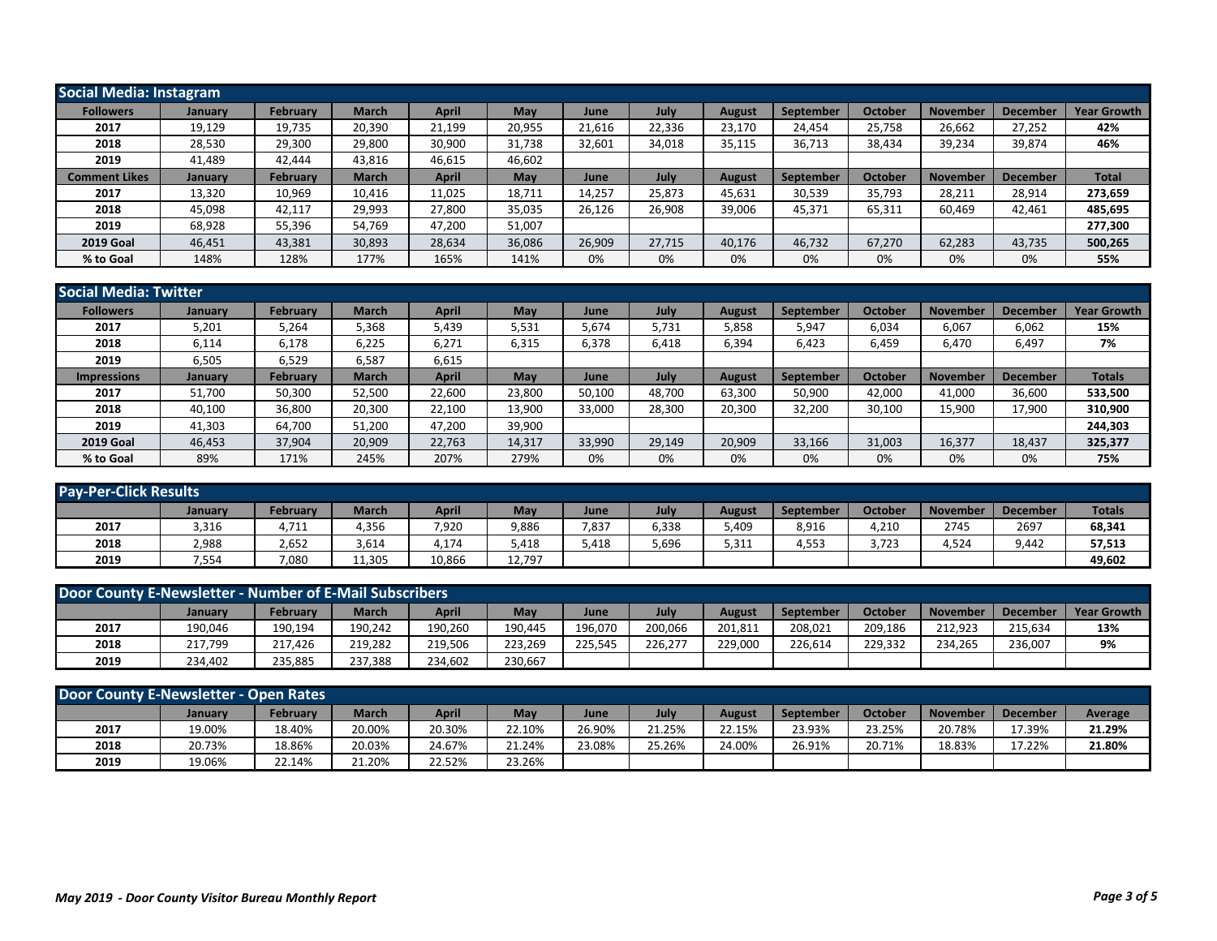## Social Media: Instagram

| Followers | January | February | March | April | May | June | July | August | September | October | November | December | Year Growth |
|---|---|---|---|---|---|---|---|---|---|---|---|---|---|
| 2017 | 19,129 | 19,735 | 20,390 | 21,199 | 20,955 | 21,616 | 22,336 | 23,170 | 24,454 | 25,758 | 26,662 | 27,252 | 42% |
| 2018 | 28,530 | 29,300 | 29,800 | 30,900 | 31,738 | 32,601 | 34,018 | 35,115 | 36,713 | 38,434 | 39,234 | 39,874 | 46% |
| 2019 | 41,489 | 42,444 | 43,816 | 46,615 | 46,602 | | | | | | | | |
| **Comment Likes** | **January** | **February** | **March** | **April** | **May** | **June** | **July** | **August** | **September** | **October** | **November** | **December** | **Total** |
| 2017 | 13,320 | 10,969 | 10,416 | 11,025 | 18,711 | 14,257 | 25,873 | 45,631 | 30,539 | 35,793 | 28,211 | 28,914 | 273,659 |
| 2018 | 45,098 | 42,117 | 29,993 | 27,800 | 35,035 | 26,126 | 26,908 | 39,006 | 45,371 | 65,311 | 60,469 | 42,461 | 485,695 |
| 2019 | 68,928 | 55,396 | 54,769 | 47,200 | 51,007 | | | | | | | | 277,300 |
| 2019 Goal | 46,451 | 43,381 | 30,893 | 28,634 | 36,086 | 26,909 | 27,715 | 40,176 | 46,732 | 67,270 | 62,283 | 43,735 | 500,265 |
| % to Goal | 148% | 128% | 177% | 165% | 141% | 0% | 0% | 0% | 0% | 0% | 0% | 0% | 55% |

## Social Media: Twitter

| Followers | January | February | March | April | May | June | July | August | September | October | November | December | Year Growth |
|---|---|---|---|---|---|---|---|---|---|---|---|---|---|
| 2017 | 5,201 | 5,264 | 5,368 | 5,439 | 5,531 | 5,674 | 5,731 | 5,858 | 5,947 | 6,034 | 6,067 | 6,062 | 15% |
| 2018 | 6,114 | 6,178 | 6,225 | 6,271 | 6,315 | 6,378 | 6,418 | 6,394 | 6,423 | 6,459 | 6,470 | 6,497 | 7% |
| 2019 | 6,505 | 6,529 | 6,587 | 6,615 | | | | | | | | | |
| **Impressions** | **January** | **February** | **March** | **April** | **May** | **June** | **July** | **August** | **September** | **October** | **November** | **December** | **Totals** |
| 2017 | 51,700 | 50,300 | 52,500 | 22,600 | 23,800 | 50,100 | 48,700 | 63,300 | 50,900 | 42,000 | 41,000 | 36,600 | 533,500 |
| 2018 | 40,100 | 36,800 | 20,300 | 22,100 | 13,900 | 33,000 | 28,300 | 20,300 | 32,200 | 30,100 | 15,900 | 17,900 | 310,900 |
| 2019 | 41,303 | 64,700 | 51,200 | 47,200 | 39,900 | | | | | | | | 244,303 |
| 2019 Goal | 46,453 | 37,904 | 20,909 | 22,763 | 14,317 | 33,990 | 29,149 | 20,909 | 33,166 | 31,003 | 16,377 | 18,437 | 325,377 |
| % to Goal | 89% | 171% | 245% | 207% | 279% | 0% | 0% | 0% | 0% | 0% | 0% | 0% | 75% |

## Pay-Per-Click Results

| | January | February | March | April | May | June | July | August | September | October | November | December | Totals |
|---|---|---|---|---|---|---|---|---|---|---|---|---|---|
| 2017 | 3,316 | 4,711 | 4,356 | 7,920 | 9,886 | 7,837 | 6,338 | 5,409 | 8,916 | 4,210 | 2745 | 2697 | 68,341 |
| 2018 | 2,988 | 2,652 | 3,614 | 4,174 | 5,418 | 5,418 | 5,696 | 5,311 | 4,553 | 3,723 | 4,524 | 9,442 | 57,513 |
| 2019 | 7,554 | 7,080 | 11,305 | 10,866 | 12,797 | | | | | | | | 49,602 |

## Door County E-Newsletter - Number of E-Mail Subscribers

| | January | February | March | April | May | June | July | August | September | October | November | December | Year Growth |
|---|---|---|---|---|---|---|---|---|---|---|---|---|---|
| 2017 | 190,046 | 190,194 | 190,242 | 190,260 | 190,445 | 196,070 | 200,066 | 201,811 | 208,021 | 209,186 | 212,923 | 215,634 | 13% |
| 2018 | 217,799 | 217,426 | 219,282 | 219,506 | 223,269 | 225,545 | 226,277 | 229,000 | 226,614 | 229,332 | 234,265 | 236,007 | 9% |
| 2019 | 234,402 | 235,885 | 237,388 | 234,602 | 230,667 | | | | | | | | |

## Door County E-Newsletter - Open Rates

| | January | February | March | April | May | June | July | August | September | October | November | December | Average |
|---|---|---|---|---|---|---|---|---|---|---|---|---|---|
| 2017 | 19.00% | 18.40% | 20.00% | 20.30% | 22.10% | 26.90% | 21.25% | 22.15% | 23.93% | 23.25% | 20.78% | 17.39% | 21.29% |
| 2018 | 20.73% | 18.86% | 20.03% | 24.67% | 21.24% | 23.08% | 25.26% | 24.00% | 26.91% | 20.71% | 18.83% | 17.22% | 21.80% |
| 2019 | 19.06% | 22.14% | 21.20% | 22.52% | 23.26% | | | | | | | | |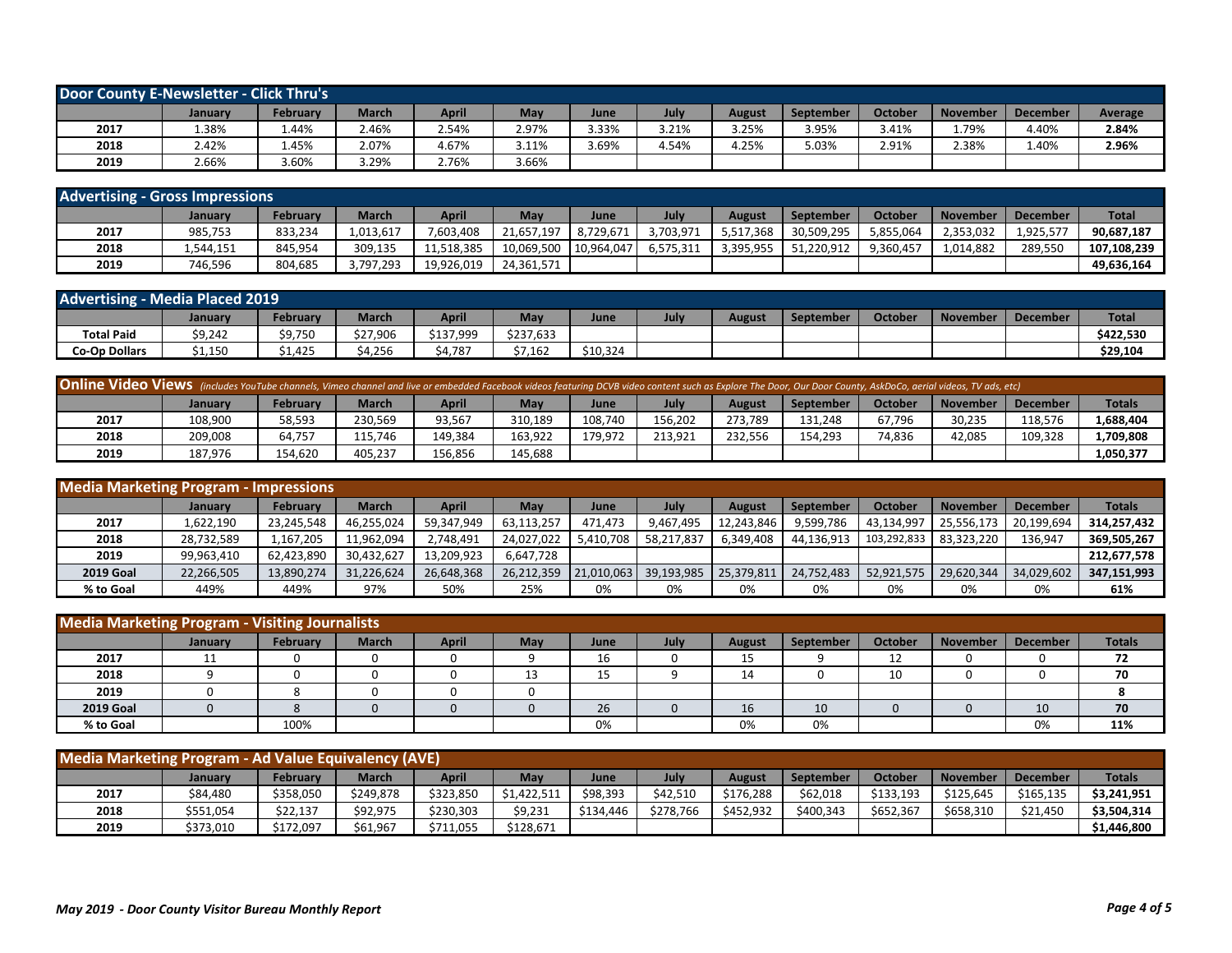## Door County E-Newsletter - Click Thru's

| | January | February | March | April | May | June | July | August | September | October | November | December | Average |
|---|---|---|---|---|---|---|---|---|---|---|---|---|---|
| **2017** | 1.38% | 1.44% | 2.46% | 2.54% | 2.97% | 3.33% | 3.21% | 3.25% | 3.95% | 3.41% | 1.79% | 4.40% | **2.84%** |
| **2018** | 2.42% | 1.45% | 2.07% | 4.67% | 3.11% | 3.69% | 4.54% | 4.25% | 5.03% | 2.91% | 2.38% | 1.40% | **2.96%** |
| **2019** | 2.66% | 3.60% | 3.29% | 2.76% | 3.66% | | | | | | | | |

## Advertising - Gross Impressions

| | January | February | March | April | May | June | July | August | September | October | November | December | Total |
|---|---|---|---|---|---|---|---|---|---|---|---|---|---|
| **2017** | 985,753 | 833,234 | 1,013,617 | 7,603,408 | 21,657,197 | 8,729,671 | 3,703,971 | 5,517,368 | 30,509,295 | 5,855,064 | 2,353,032 | 1,925,577 | **90,687,187** |
| **2018** | 1,544,151 | 845,954 | 309,135 | 11,518,385 | 10,069,500 | 10,964,047 | 6,575,311 | 3,395,955 | 51,220,912 | 9,360,457 | 1,014,882 | 289,550 | **107,108,239** |
| **2019** | 746,596 | 804,685 | 3,797,293 | 19,926,019 | 24,361,571 | | | | | | | | **49,636,164** |

## Advertising - Media Placed 2019

| | January | February | March | April | May | June | July | August | September | October | November | December | Total |
|---|---|---|---|---|---|---|---|---|---|---|---|---|---|
| **Total Paid** | $9,242 | $9,750 | $27,906 | $137,999 | $237,633 | | | | | | | | **$422,530** |
| **Co-Op Dollars** | $1,150 | $1,425 | $4,256 | $4,787 | $7,162 | $10,324 | | | | | | | **$29,104** |

## Online Video Views *(includes YouTube channels, Vimeo channel and live or embedded Facebook videos featuring DCVB video content such as Explore The Door, Our Door County, AskDoCo, aerial videos, TV ads, etc)*

| | January | February | March | April | May | June | July | August | September | October | November | December | Totals |
|---|---|---|---|---|---|---|---|---|---|---|---|---|---|
| **2017** | 108,900 | 58,593 | 230,569 | 93,567 | 310,189 | 108,740 | 156,202 | 273,789 | 131,248 | 67,796 | 30,235 | 118,576 | **1,688,404** |
| **2018** | 209,008 | 64,757 | 115,746 | 149,384 | 163,922 | 179,972 | 213,921 | 232,556 | 154,293 | 74,836 | 42,085 | 109,328 | **1,709,808** |
| **2019** | 187,976 | 154,620 | 405,237 | 156,856 | 145,688 | | | | | | | | **1,050,377** |

## Media Marketing Program - Impressions

| | January | February | March | April | May | June | July | August | September | October | November | December | Totals |
|---|---|---|---|---|---|---|---|---|---|---|---|---|---|
| **2017** | 1,622,190 | 23,245,548 | 46,255,024 | 59,347,949 | 63,113,257 | 471,473 | 9,467,495 | 12,243,846 | 9,599,786 | 43,134,997 | 25,556,173 | 20,199,694 | **314,257,432** |
| **2018** | 28,732,589 | 1,167,205 | 11,962,094 | 2,748,491 | 24,027,022 | 5,410,708 | 58,217,837 | 6,349,408 | 44,136,913 | 103,292,833 | 83,323,220 | 136,947 | **369,505,267** |
| **2019** | 99,963,410 | 62,423,890 | 30,432,627 | 13,209,923 | 6,647,728 | | | | | | | | **212,677,578** |
| **2019 Goal** | 22,266,505 | 13,890,274 | 31,226,624 | 26,648,368 | 26,212,359 | 21,010,063 | 39,193,985 | 25,379,811 | 24,752,483 | 52,921,575 | 29,620,344 | 34,029,602 | **347,151,993** |
| **% to Goal** | 449% | 449% | 97% | 50% | 25% | 0% | 0% | 0% | 0% | 0% | 0% | 0% | **61%** |

## Media Marketing Program - Visiting Journalists

| | January | February | March | April | May | June | July | August | September | October | November | December | Totals |
|---|---|---|---|---|---|---|---|---|---|---|---|---|---|
| **2017** | 11 | 0 | 0 | 0 | 9 | 16 | 0 | 15 | 9 | 12 | 0 | 0 | **72** |
| **2018** | 9 | 0 | 0 | 0 | 13 | 15 | 9 | 14 | 0 | 10 | 0 | 0 | **70** |
| **2019** | 0 | 8 | 0 | 0 | 0 | | | | | | | | **8** |
| **2019 Goal** | 0 | 8 | 0 | 0 | 0 | 26 | 0 | 16 | 10 | 0 | 0 | 10 | **70** |
| **% to Goal** | | 100% | | | | 0% | | 0% | 0% | | | 0% | **11%** |

## Media Marketing Program - Ad Value Equivalency (AVE)

| | January | February | March | April | May | June | July | August | September | October | November | December | Totals |
|---|---|---|---|---|---|---|---|---|---|---|---|---|---|
| **2017** | $84,480 | $358,050 | $249,878 | $323,850 | $1,422,511 | $98,393 | $42,510 | $176,288 | $62,018 | $133,193 | $125,645 | $165,135 | **$3,241,951** |
| **2018** | $551,054 | $22,137 | $92,975 | $230,303 | $9,231 | $134,446 | $278,766 | $452,932 | $400,343 | $652,367 | $658,310 | $21,450 | **$3,504,314** |
| **2019** | $373,010 | $172,097 | $61,967 | $711,055 | $128,671 | | | | | | | | **$1,446,800** |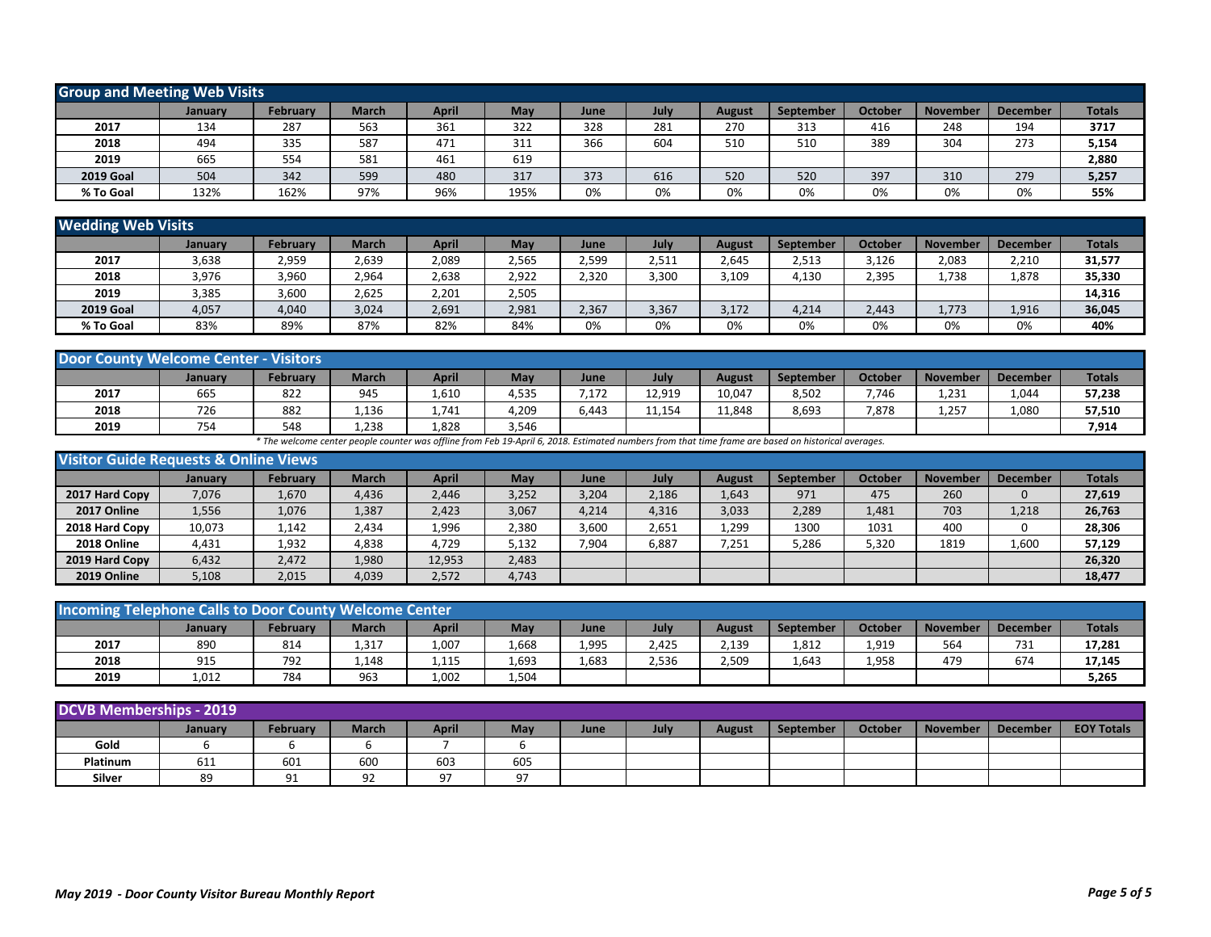## Group and Meeting Web Visits

| | January | February | March | April | May | June | July | August | September | October | November | December | Totals |
|---|---|---|---|---|---|---|---|---|---|---|---|---|---|
| **2017** | 134 | 287 | 563 | 361 | 322 | 328 | 281 | 270 | 313 | 416 | 248 | 194 | **3717** |
| **2018** | 494 | 335 | 587 | 471 | 311 | 366 | 604 | 510 | 510 | 389 | 304 | 273 | **5,154** |
| **2019** | 665 | 554 | 581 | 461 | 619 | | | | | | | | **2,880** |
| **2019 Goal** | 504 | 342 | 599 | 480 | 317 | 373 | 616 | 520 | 520 | 397 | 310 | 279 | **5,257** |
| **% To Goal** | 132% | 162% | 97% | 96% | 195% | 0% | 0% | 0% | 0% | 0% | 0% | 0% | **55%** |

## Wedding Web Visits

| | January | February | March | April | May | June | July | August | September | October | November | December | Totals |
|---|---|---|---|---|---|---|---|---|---|---|---|---|---|
| **2017** | 3,638 | 2,959 | 2,639 | 2,089 | 2,565 | 2,599 | 2,511 | 2,645 | 2,513 | 3,126 | 2,083 | 2,210 | **31,577** |
| **2018** | 3,976 | 3,960 | 2,964 | 2,638 | 2,922 | 2,320 | 3,300 | 3,109 | 4,130 | 2,395 | 1,738 | 1,878 | **35,330** |
| **2019** | 3,385 | 3,600 | 2,625 | 2,201 | 2,505 | | | | | | | | **14,316** |
| **2019 Goal** | 4,057 | 4,040 | 3,024 | 2,691 | 2,981 | 2,367 | 3,367 | 3,172 | 4,214 | 2,443 | 1,773 | 1,916 | **36,045** |
| **% To Goal** | 83% | 89% | 87% | 82% | 84% | 0% | 0% | 0% | 0% | 0% | 0% | 0% | **40%** |

## Door County Welcome Center - Visitors

| | January | February | March | April | May | June | July | August | September | October | November | December | Totals |
|---|---|---|---|---|---|---|---|---|---|---|---|---|---|
| **2017** | 665 | 822 | 945 | 1,610 | 4,535 | 7,172 | 12,919 | 10,047 | 8,502 | 7,746 | 1,231 | 1,044 | **57,238** |
| **2018** | 726 | 882 | 1,136 | 1,741 | 4,209 | 6,443 | 11,154 | 11,848 | 8,693 | 7,878 | 1,257 | 1,080 | **57,510** |
| **2019** | 754 | 548 | 1,238 | 1,828 | 3,546 | | | | | | | | **7,914** |

*\* The welcome center people counter was offline from Feb 19-April 6, 2018. Estimated numbers from that time frame are based on historical averages.*

## Visitor Guide Requests & Online Views

| | January | February | March | April | May | June | July | August | September | October | November | December | Totals |
|---|---|---|---|---|---|---|---|---|---|---|---|---|---|
| **2017 Hard Copy** | 7,076 | 1,670 | 4,436 | 2,446 | 3,252 | 3,204 | 2,186 | 1,643 | 971 | 475 | 260 | 0 | **27,619** |
| **2017 Online** | 1,556 | 1,076 | 1,387 | 2,423 | 3,067 | 4,214 | 4,316 | 3,033 | 2,289 | 1,481 | 703 | 1,218 | **26,763** |
| **2018 Hard Copy** | 10,073 | 1,142 | 2,434 | 1,996 | 2,380 | 3,600 | 2,651 | 1,299 | 1300 | 1031 | 400 | 0 | **28,306** |
| **2018 Online** | 4,431 | 1,932 | 4,838 | 4,729 | 5,132 | 7,904 | 6,887 | 7,251 | 5,286 | 5,320 | 1819 | 1,600 | **57,129** |
| **2019 Hard Copy** | 6,432 | 2,472 | 1,980 | 12,953 | 2,483 | | | | | | | | **26,320** |
| **2019 Online** | 5,108 | 2,015 | 4,039 | 2,572 | 4,743 | | | | | | | | **18,477** |

## Incoming Telephone Calls to Door County Welcome Center

| | January | February | March | April | May | June | July | August | September | October | November | December | Totals |
|---|---|---|---|---|---|---|---|---|---|---|---|---|---|
| **2017** | 890 | 814 | 1,317 | 1,007 | 1,668 | 1,995 | 2,425 | 2,139 | 1,812 | 1,919 | 564 | 731 | **17,281** |
| **2018** | 915 | 792 | 1,148 | 1,115 | 1,693 | 1,683 | 2,536 | 2,509 | 1,643 | 1,958 | 479 | 674 | **17,145** |
| **2019** | 1,012 | 784 | 963 | 1,002 | 1,504 | | | | | | | | **5,265** |

## DCVB Memberships - 2019

| | January | February | March | April | May | June | July | August | September | October | November | December | EOY Totals |
|---|---|---|---|---|---|---|---|---|---|---|---|---|---|
| **Gold** | 6 | 6 | 6 | 7 | 6 | | | | | | | | |
| **Platinum** | 611 | 601 | 600 | 603 | 605 | | | | | | | | |
| **Silver** | 89 | 91 | 92 | 97 | 97 | | | | | | | | |